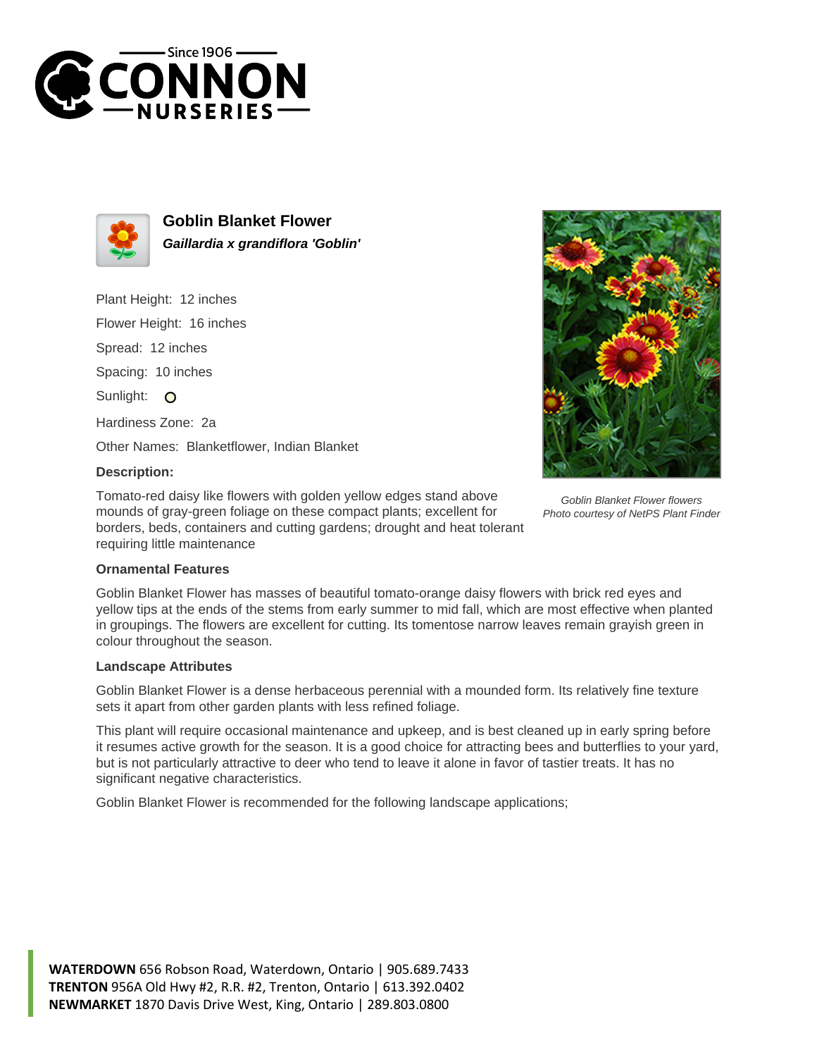# Goblin Blanket Flower

***Gaillardia x grandiflora 'Goblin'***

Plant Height: 12 inches

Flower Height: 16 inches

Spread: 12 inches

Spacing: 10 inches

Sunlight: O

Hardiness Zone: 2a

Other Names: Blanketflower, Indian Blanket

**Description:**

Tomato-red daisy like flowers with golden yellow edges stand above mounds of gray-green foliage on these compact plants; excellent for borders, beds, containers and cutting gardens; drought and heat tolerant requiring little maintenance

*Goblin Blanket Flower flowers*
*Photo courtesy of NetPS Plant Finder*

### Ornamental Features

Goblin Blanket Flower has masses of beautiful tomato-orange daisy flowers with brick red eyes and yellow tips at the ends of the stems from early summer to mid fall, which are most effective when planted in groupings. The flowers are excellent for cutting. Its tomentose narrow leaves remain grayish green in colour throughout the season.

### Landscape Attributes

Goblin Blanket Flower is a dense herbaceous perennial with a mounded form. Its relatively fine texture sets it apart from other garden plants with less refined foliage.

This plant will require occasional maintenance and upkeep, and is best cleaned up in early spring before it resumes active growth for the season. It is a good choice for attracting bees and butterflies to your yard, but is not particularly attractive to deer who tend to leave it alone in favor of tastier treats. It has no significant negative characteristics.

Goblin Blanket Flower is recommended for the following landscape applications;

**WATERDOWN** 656 Robson Road, Waterdown, Ontario | 905.689.7433
**TRENTON** 956A Old Hwy #2, R.R. #2, Trenton, Ontario | 613.392.0402
**NEWMARKET** 1870 Davis Drive West, King, Ontario | 289.803.0800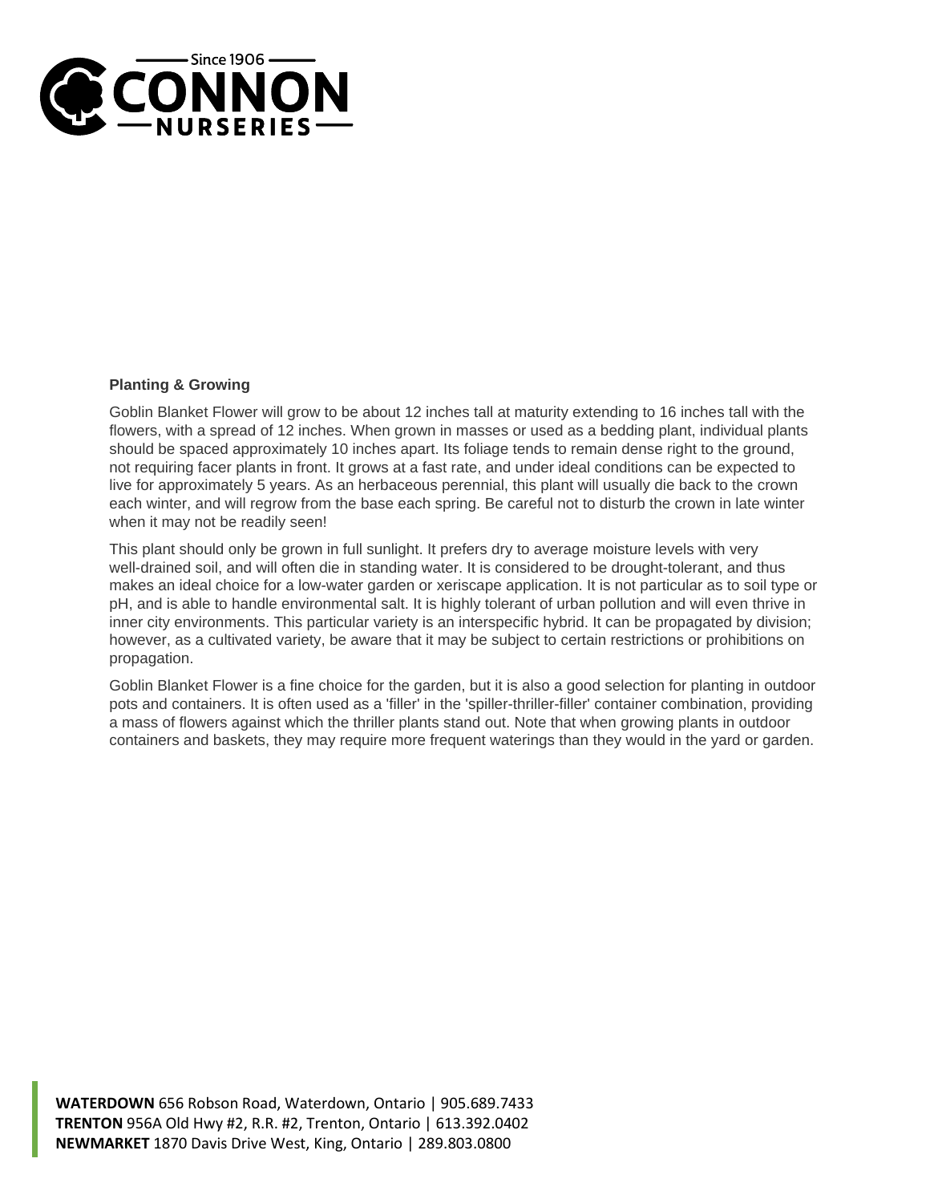### Planting & Growing

Goblin Blanket Flower will grow to be about 12 inches tall at maturity extending to 16 inches tall with the flowers, with a spread of 12 inches. When grown in masses or used as a bedding plant, individual plants should be spaced approximately 10 inches apart. Its foliage tends to remain dense right to the ground, not requiring facer plants in front. It grows at a fast rate, and under ideal conditions can be expected to live for approximately 5 years. As an herbaceous perennial, this plant will usually die back to the crown each winter, and will regrow from the base each spring. Be careful not to disturb the crown in late winter when it may not be readily seen!

This plant should only be grown in full sunlight. It prefers dry to average moisture levels with very well-drained soil, and will often die in standing water. It is considered to be drought-tolerant, and thus makes an ideal choice for a low-water garden or xeriscape application. It is not particular as to soil type or pH, and is able to handle environmental salt. It is highly tolerant of urban pollution and will even thrive in inner city environments. This particular variety is an interspecific hybrid. It can be propagated by division; however, as a cultivated variety, be aware that it may be subject to certain restrictions or prohibitions on propagation.

Goblin Blanket Flower is a fine choice for the garden, but it is also a good selection for planting in outdoor pots and containers. It is often used as a 'filler' in the 'spiller-thriller-filler' container combination, providing a mass of flowers against which the thriller plants stand out. Note that when growing plants in outdoor containers and baskets, they may require more frequent waterings than they would in the yard or garden.